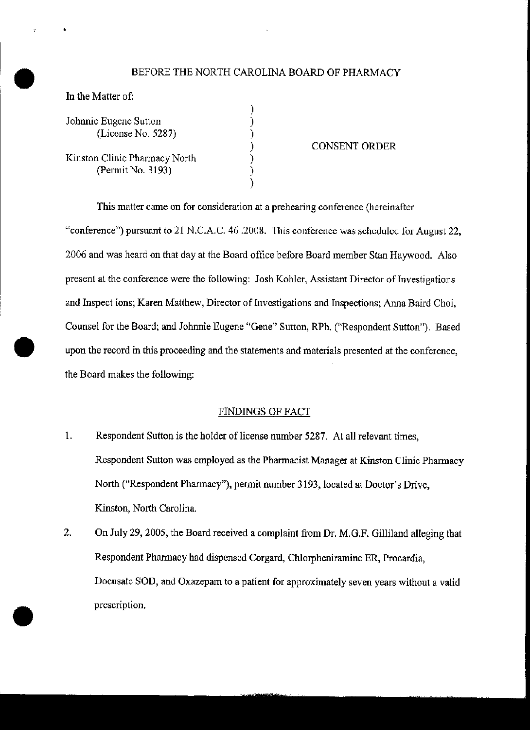BEFORE THE NORTH CAROLINA BOARD OF PHARMACY

In the Matter of:

Johnnie Eugene Sutton
(License No. 5287)

Kinston Clinic Pharmacy North
(Permit No. 3193)

CONSENT ORDER

This matter came on for consideration at a prehearing conference (hereinafter "conference") pursuant to 21 N.C.A.C. 46 .2008. This conference was scheduled for August 22, 2006 and was heard on that day at the Board office before Board member Stan Haywood. Also present at the conference were the following: Josh Kohler, Assistant Director of Investigations and Inspect ions; Karen Matthew, Director of Investigations and Inspections; Anna Baird Choi, Counsel for the Board; and Johnnie Eugene "Gene" Sutton, RPh. ("Respondent Sutton"). Based upon the record in this proceeding and the statements and materials presented at the conference, the Board makes the following:

## FINDINGS OF FACT

1. Respondent Sutton is the holder of license number 5287. At all relevant times, Respondent Sutton was employed as the Pharmacist Manager at Kinston Clinic Pharmacy North ("Respondent Pharmacy"), permit number 3193, located at Doctor's Drive, Kinston, North Carolina.

2. On July 29, 2005, the Board received a complaint from Dr. M.G.F. Gilliland alleging that Respondent Pharmacy had dispensed Corgard, Chlorpheniramine ER, Procardia, Docusate SOD, and Oxazepam to a patient for approximately seven years without a valid prescription.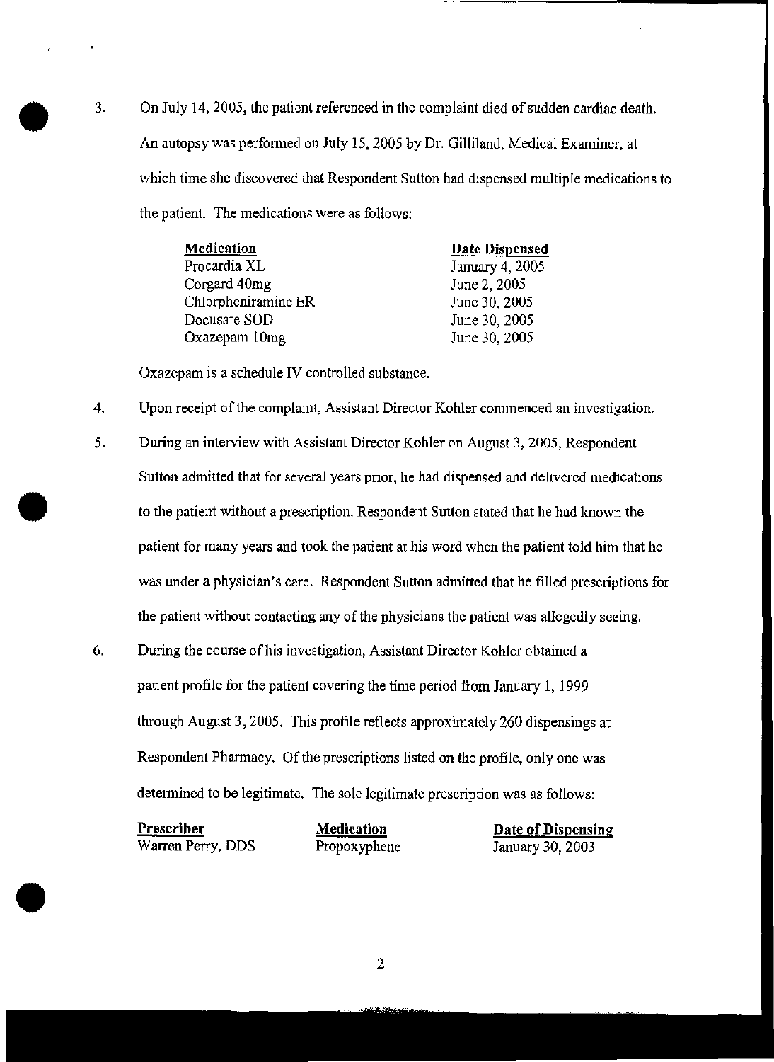3. On July 14, 2005, the patient referenced in the complaint died of sudden cardiac death. An autopsy was performed on July 15, 2005 by Dr. Gilliland, Medical Examiner, at which time she discovered that Respondent Sutton had dispensed multiple medications to the patient. The medications were as follows:

| Medication | Date Dispensed |
| --- | --- |
| Procardia XL | January 4, 2005 |
| Corgard 40mg | June 2, 2005 |
| Chlorpheniramine ER | June 30, 2005 |
| Docusate SOD | June 30, 2005 |
| Oxazepam 10mg | June 30, 2005 |

Oxazepam is a schedule IV controlled substance.

4. Upon receipt of the complaint, Assistant Director Kohler commenced an investigation.

5. During an interview with Assistant Director Kohler on August 3, 2005, Respondent Sutton admitted that for several years prior, he had dispensed and delivered medications to the patient without a prescription. Respondent Sutton stated that he had known the patient for many years and took the patient at his word when the patient told him that he was under a physician's care. Respondent Sutton admitted that he filled prescriptions for the patient without contacting any of the physicians the patient was allegedly seeing.

6. During the course of his investigation, Assistant Director Kohler obtained a patient profile for the patient covering the time period from January 1, 1999 through August 3, 2005. This profile reflects approximately 260 dispensings at Respondent Pharmacy. Of the prescriptions listed on the profile, only one was determined to be legitimate. The sole legitimate prescription was as follows:

| Prescriber | Medication | Date of Dispensing |
| --- | --- | --- |
| Warren Perry, DDS | Propoxyphene | January 30, 2003 |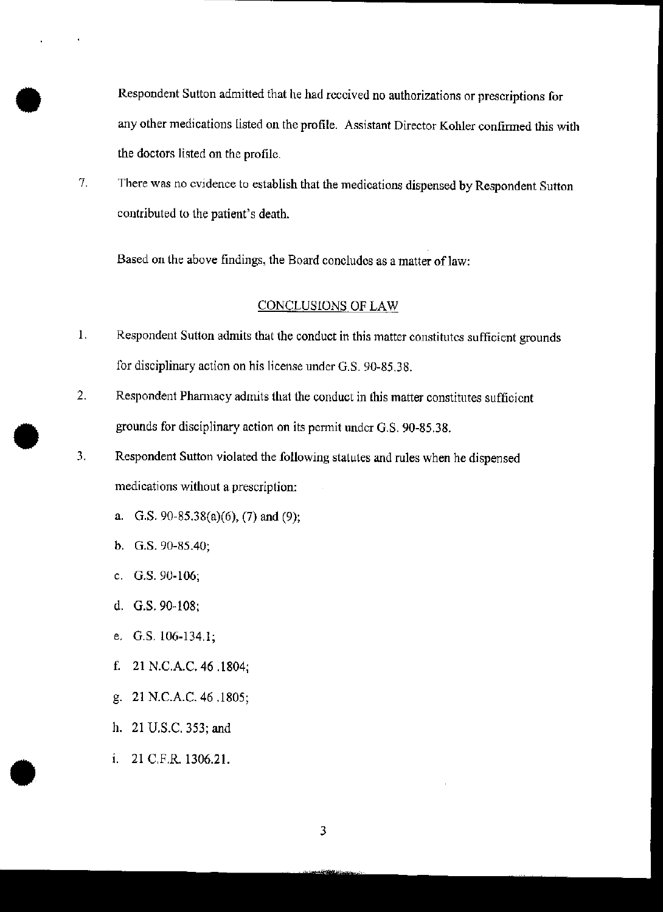Respondent Sutton admitted that he had received no authorizations or prescriptions for any other medications listed on the profile. Assistant Director Kohler confirmed this with the doctors listed on the profile.

7. There was no evidence to establish that the medications dispensed by Respondent Sutton contributed to the patient's death.

Based on the above findings, the Board concludes as a matter of law:

## CONCLUSIONS OF LAW

1. Respondent Sutton admits that the conduct in this matter constitutes sufficient grounds for disciplinary action on his license under G.S. 90-85.38.

2. Respondent Pharmacy admits that the conduct in this matter constitutes sufficient grounds for disciplinary action on its permit under G.S. 90-85.38.

3. Respondent Sutton violated the following statutes and rules when he dispensed medications without a prescription:

   a. G.S. 90-85.38(a)(6), (7) and (9);

   b. G.S. 90-85.40;

   c. G.S. 90-106;

   d. G.S. 90-108;

   e. G.S. 106-134.1;

   f. 21 N.C.A.C. 46 .1804;

   g. 21 N.C.A.C. 46 .1805;

   h. 21 U.S.C. 353; and

   i. 21 C.F.R. 1306.21.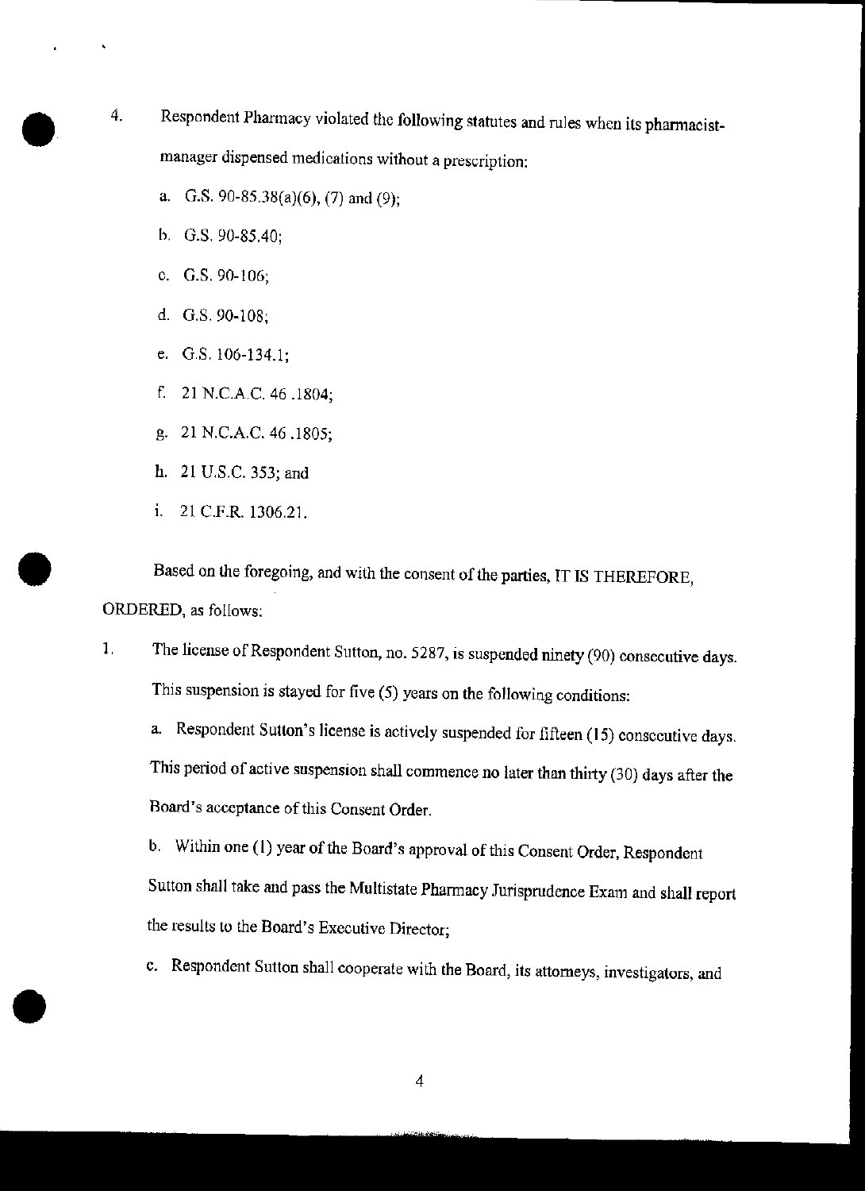4. Respondent Pharmacy violated the following statutes and rules when its pharmacist-manager dispensed medications without a prescription:

   a. G.S. 90-85.38(a)(6), (7) and (9);

   b. G.S. 90-85.40;

   c. G.S. 90-106;

   d. G.S. 90-108;

   e. G.S. 106-134.1;

   f. 21 N.C.A.C. 46 .1804;

   g. 21 N.C.A.C. 46 .1805;

   h. 21 U.S.C. 353; and

   i. 21 C.F.R. 1306.21.

Based on the foregoing, and with the consent of the parties, IT IS THEREFORE, ORDERED, as follows:

1. The license of Respondent Sutton, no. 5287, is suspended ninety (90) consecutive days. This suspension is stayed for five (5) years on the following conditions:

   a. Respondent Sutton's license is actively suspended for fifteen (15) consecutive days. This period of active suspension shall commence no later than thirty (30) days after the Board's acceptance of this Consent Order.

   b. Within one (1) year of the Board's approval of this Consent Order, Respondent Sutton shall take and pass the Multistate Pharmacy Jurisprudence Exam and shall report the results to the Board's Executive Director;

   c. Respondent Sutton shall cooperate with the Board, its attorneys, investigators, and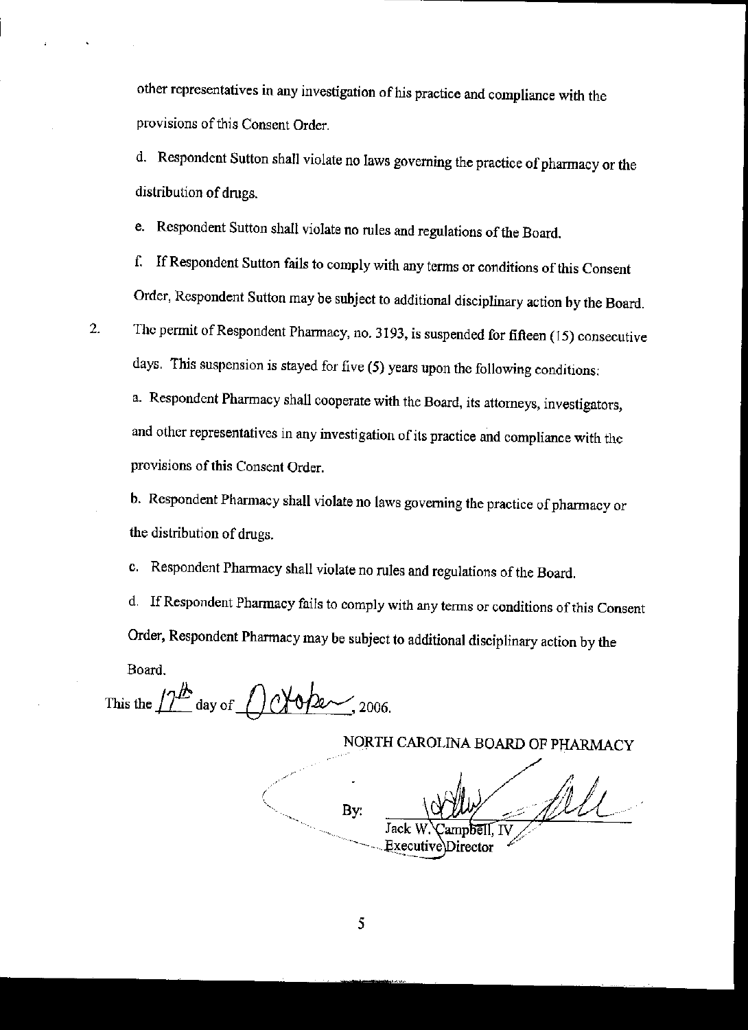other representatives in any investigation of his practice and compliance with the provisions of this Consent Order.

d. Respondent Sutton shall violate no laws governing the practice of pharmacy or the distribution of drugs.

e. Respondent Sutton shall violate no rules and regulations of the Board.

f. If Respondent Sutton fails to comply with any terms or conditions of this Consent Order, Respondent Sutton may be subject to additional disciplinary action by the Board.

2. The permit of Respondent Pharmacy, no. 3193, is suspended for fifteen (15) consecutive days. This suspension is stayed for five (5) years upon the following conditions:

a. Respondent Pharmacy shall cooperate with the Board, its attorneys, investigators, and other representatives in any investigation of its practice and compliance with the provisions of this Consent Order.

b. Respondent Pharmacy shall violate no laws governing the practice of pharmacy or the distribution of drugs.

c. Respondent Pharmacy shall violate no rules and regulations of the Board.

d. If Respondent Pharmacy fails to comply with any terms or conditions of this Consent Order, Respondent Pharmacy may be subject to additional disciplinary action by the Board.

This the 17th day of October, 2006.

NORTH CAROLINA BOARD OF PHARMACY

By: ______________________
Jack W. Campbell, IV
Executive Director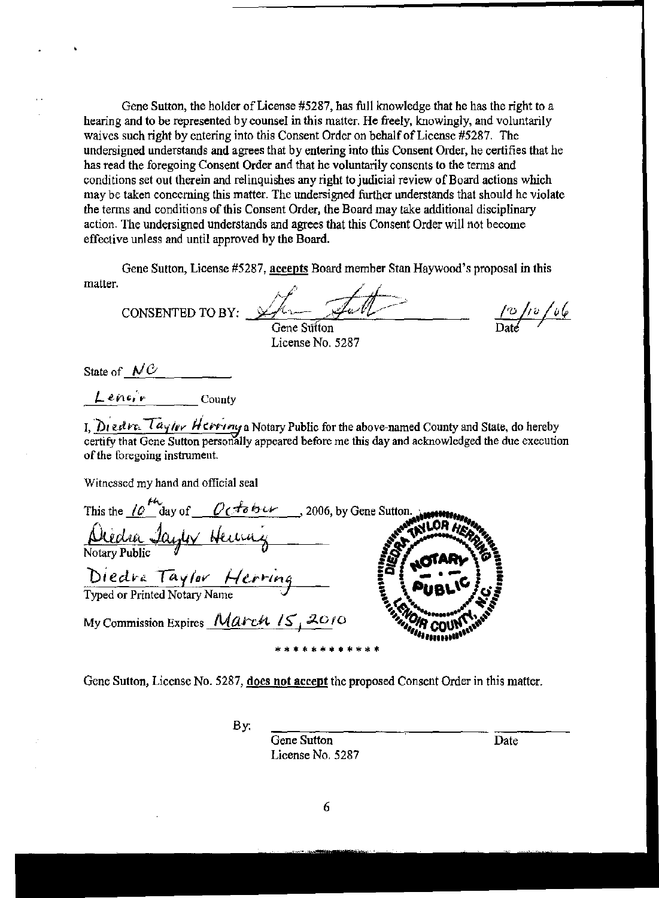Gene Sutton, the holder of License #5287, has full knowledge that he has the right to a hearing and to be represented by counsel in this matter. He freely, knowingly, and voluntarily waives such right by entering into this Consent Order on behalf of License #5287. The undersigned understands and agrees that by entering into this Consent Order, he certifies that he has read the foregoing Consent Order and that he voluntarily consents to the terms and conditions set out therein and relinquishes any right to judicial review of Board actions which may be taken concerning this matter. The undersigned further understands that should he violate the terms and conditions of this Consent Order, the Board may take additional disciplinary action. The undersigned understands and agrees that this Consent Order will not become effective unless and until approved by the Board.

Gene Sutton, License #5287, <u>accepts</u> Board member Stan Haywood's proposal in this matter.

CONSENTED TO BY: ______________________ 10/10/06

Gene Sutton
License No. 5287 Date

State of NC

Lenoir County

I, Diedra Taylor Herring a Notary Public for the above-named County and State, do hereby certify that Gene Sutton personally appeared before me this day and acknowledged the due execution of the foregoing instrument.

Witnessed my hand and official seal

This the 10th day of October, 2006, by Gene Sutton.

Diedra Taylor Herring
Notary Public

Diedra Taylor Herring
Typed or Printed Notary Name

My Commission Expires March 15, 2010

DIEDRA TAYLOR HERRING NOTARY PUBLIC LENOIR COUNTY, N.C.

\* \* \* \* \* \* \* \* \* \* \* \*

Gene Sutton, License No. 5287, <u>does not accept</u> the proposed Consent Order in this matter.

By: ______________________ ________

Gene Sutton Date
License No. 5287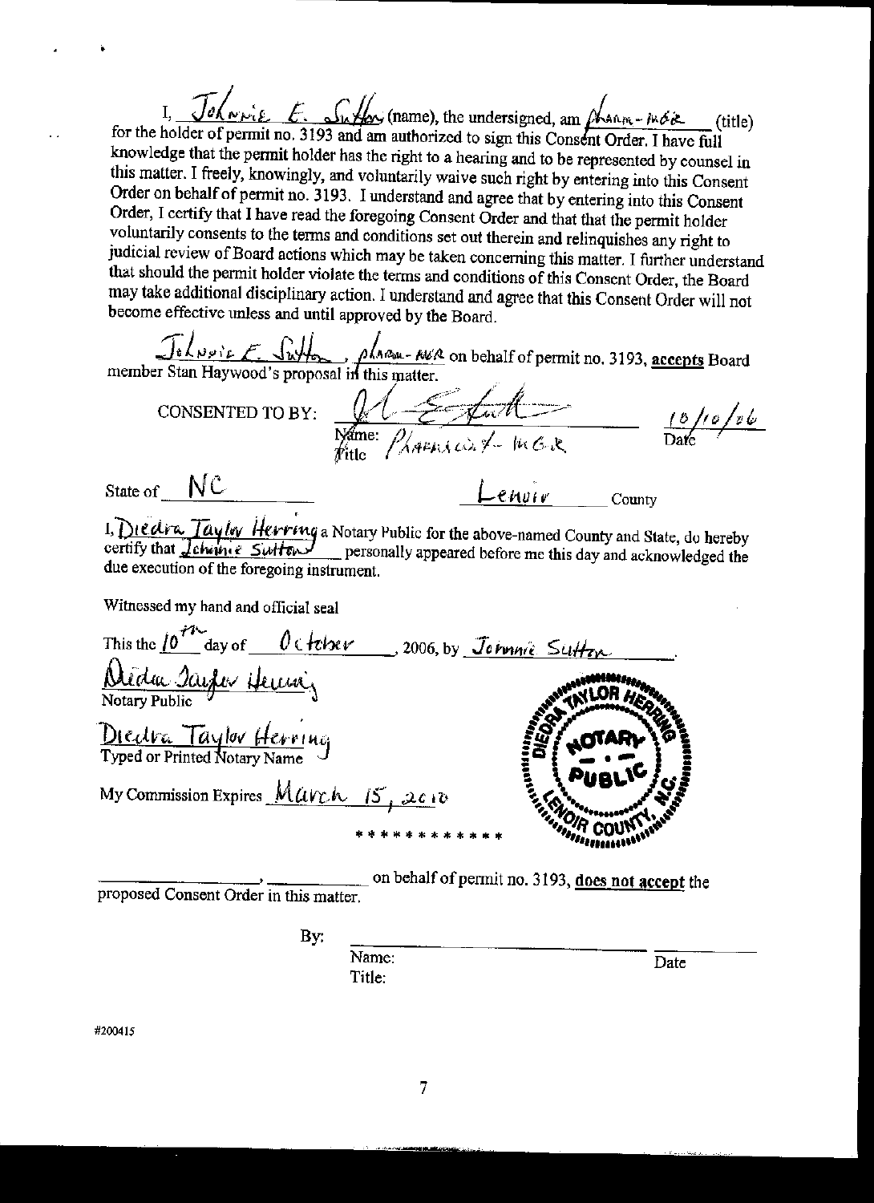I, Johnnie E. Sutton (name), the undersigned, am Pharm-Mgr (title) for the holder of permit no. 3193 and am authorized to sign this Consent Order. I have full knowledge that the permit holder has the right to a hearing and to be represented by counsel in this matter. I freely, knowingly, and voluntarily waive such right by entering into this Consent Order on behalf of permit no. 3193. I understand and agree that by entering into this Consent Order, I certify that I have read the foregoing Consent Order and that that the permit holder voluntarily consents to the terms and conditions set out therein and relinquishes any right to judicial review of Board actions which may be taken concerning this matter. I further understand that should the permit holder violate the terms and conditions of this Consent Order, the Board may take additional disciplinary action. I understand and agree that this Consent Order will not become effective unless and until approved by the Board.

Johnnie E. Sutton, pharm-mgr on behalf of permit no. 3193, <u>accepts</u> Board member Stan Haywood's proposal in this matter.

CONSENTED TO BY: _[signature]_ 10/10/06

Name: Pharmacist-Mgr
Title
Date

State of NC Lenoir County

I, Diedra Taylor Herring a Notary Public for the above-named County and State, do hereby certify that Johnnie Sutton personally appeared before me this day and acknowledged the due execution of the foregoing instrument.

Witnessed my hand and official seal

This the 10th day of October, 2006, by Johnnie Sutton.

Diedra Taylor Herring
Notary Public

Diedra Taylor Herring
Typed or Printed Notary Name

My Commission Expires March 15, 2010

[Seal: DIEDRA TAYLOR HERRING NOTARY PUBLIC LENOIR COUNTY, N.C.]

\* \* \* \* \* \* \* \* \* \* \* \*

\_\_\_\_\_\_\_\_\_\_\_\_\_\_\_\_, \_\_\_\_\_\_\_\_\_\_\_\_ on behalf of permit no. 3193, <u>does not accept</u> the proposed Consent Order in this matter.

By: \_\_\_\_\_\_\_\_\_\_\_\_\_\_\_\_\_\_\_\_ \_\_\_\_\_\_\_\_

Name:
Title:
Date

#200415